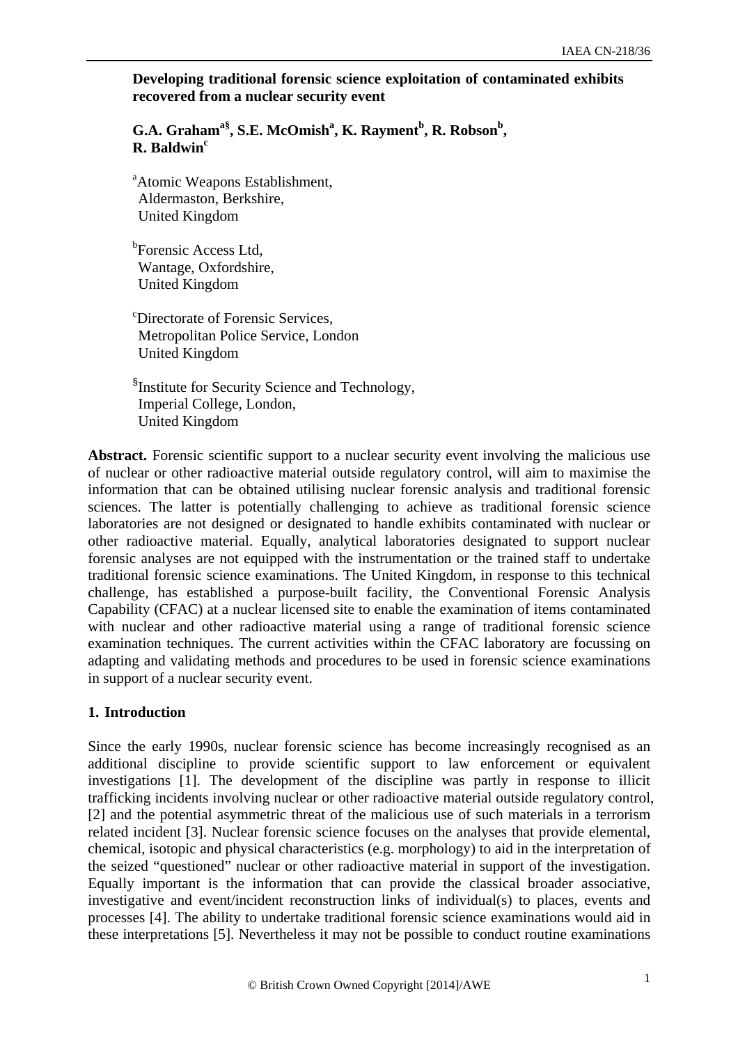# Developing traditional forensic science exploitation of contaminated exhibits recovered from a nuclear security event

**G.A. Graham[a§], S.E. McOmish[a], K. Rayment[b], R. Robson[b], R. Baldwin[c]**

[a]Atomic Weapons Establishment,
Aldermaston, Berkshire,
United Kingdom

[b]Forensic Access Ltd,
Wantage, Oxfordshire,
United Kingdom

[c]Directorate of Forensic Services,
Metropolitan Police Service, London
United Kingdom

[§]Institute for Security Science and Technology,
Imperial College, London,
United Kingdom

**Abstract.** Forensic scientific support to a nuclear security event involving the malicious use of nuclear or other radioactive material outside regulatory control, will aim to maximise the information that can be obtained utilising nuclear forensic analysis and traditional forensic sciences. The latter is potentially challenging to achieve as traditional forensic science laboratories are not designed or designated to handle exhibits contaminated with nuclear or other radioactive material. Equally, analytical laboratories designated to support nuclear forensic analyses are not equipped with the instrumentation or the trained staff to undertake traditional forensic science examinations. The United Kingdom, in response to this technical challenge, has established a purpose-built facility, the Conventional Forensic Analysis Capability (CFAC) at a nuclear licensed site to enable the examination of items contaminated with nuclear and other radioactive material using a range of traditional forensic science examination techniques. The current activities within the CFAC laboratory are focussing on adapting and validating methods and procedures to be used in forensic science examinations in support of a nuclear security event.

## 1. Introduction

Since the early 1990s, nuclear forensic science has become increasingly recognised as an additional discipline to provide scientific support to law enforcement or equivalent investigations [1]. The development of the discipline was partly in response to illicit trafficking incidents involving nuclear or other radioactive material outside regulatory control, [2] and the potential asymmetric threat of the malicious use of such materials in a terrorism related incident [3]. Nuclear forensic science focuses on the analyses that provide elemental, chemical, isotopic and physical characteristics (e.g. morphology) to aid in the interpretation of the seized "questioned" nuclear or other radioactive material in support of the investigation. Equally important is the information that can provide the classical broader associative, investigative and event/incident reconstruction links of individual(s) to places, events and processes [4]. The ability to undertake traditional forensic science examinations would aid in these interpretations [5]. Nevertheless it may not be possible to conduct routine examinations

© British Crown Owned Copyright [2014]/AWE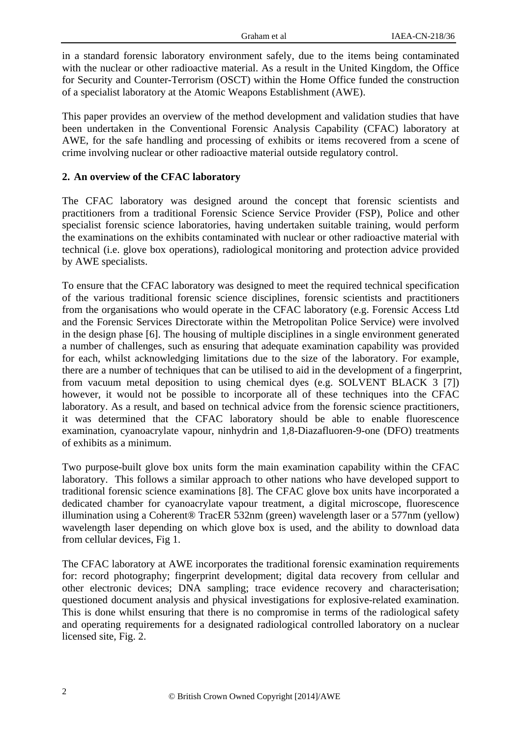in a standard forensic laboratory environment safely, due to the items being contaminated with the nuclear or other radioactive material. As a result in the United Kingdom, the Office for Security and Counter-Terrorism (OSCT) within the Home Office funded the construction of a specialist laboratory at the Atomic Weapons Establishment (AWE).

This paper provides an overview of the method development and validation studies that have been undertaken in the Conventional Forensic Analysis Capability (CFAC) laboratory at AWE, for the safe handling and processing of exhibits or items recovered from a scene of crime involving nuclear or other radioactive material outside regulatory control.

## 2. An overview of the CFAC laboratory

The CFAC laboratory was designed around the concept that forensic scientists and practitioners from a traditional Forensic Science Service Provider (FSP), Police and other specialist forensic science laboratories, having undertaken suitable training, would perform the examinations on the exhibits contaminated with nuclear or other radioactive material with technical (i.e. glove box operations), radiological monitoring and protection advice provided by AWE specialists.

To ensure that the CFAC laboratory was designed to meet the required technical specification of the various traditional forensic science disciplines, forensic scientists and practitioners from the organisations who would operate in the CFAC laboratory (e.g. Forensic Access Ltd and the Forensic Services Directorate within the Metropolitan Police Service) were involved in the design phase [6]. The housing of multiple disciplines in a single environment generated a number of challenges, such as ensuring that adequate examination capability was provided for each, whilst acknowledging limitations due to the size of the laboratory. For example, there are a number of techniques that can be utilised to aid in the development of a fingerprint, from vacuum metal deposition to using chemical dyes (e.g. SOLVENT BLACK 3 [7]) however, it would not be possible to incorporate all of these techniques into the CFAC laboratory. As a result, and based on technical advice from the forensic science practitioners, it was determined that the CFAC laboratory should be able to enable fluorescence examination, cyanoacrylate vapour, ninhydrin and 1,8-Diazafluoren-9-one (DFO) treatments of exhibits as a minimum.

Two purpose-built glove box units form the main examination capability within the CFAC laboratory. This follows a similar approach to other nations who have developed support to traditional forensic science examinations [8]. The CFAC glove box units have incorporated a dedicated chamber for cyanoacrylate vapour treatment, a digital microscope, fluorescence illumination using a Coherent® TracER 532nm (green) wavelength laser or a 577nm (yellow) wavelength laser depending on which glove box is used, and the ability to download data from cellular devices, Fig 1.

The CFAC laboratory at AWE incorporates the traditional forensic examination requirements for: record photography; fingerprint development; digital data recovery from cellular and other electronic devices; DNA sampling; trace evidence recovery and characterisation; questioned document analysis and physical investigations for explosive-related examination. This is done whilst ensuring that there is no compromise in terms of the radiological safety and operating requirements for a designated radiological controlled laboratory on a nuclear licensed site, Fig. 2.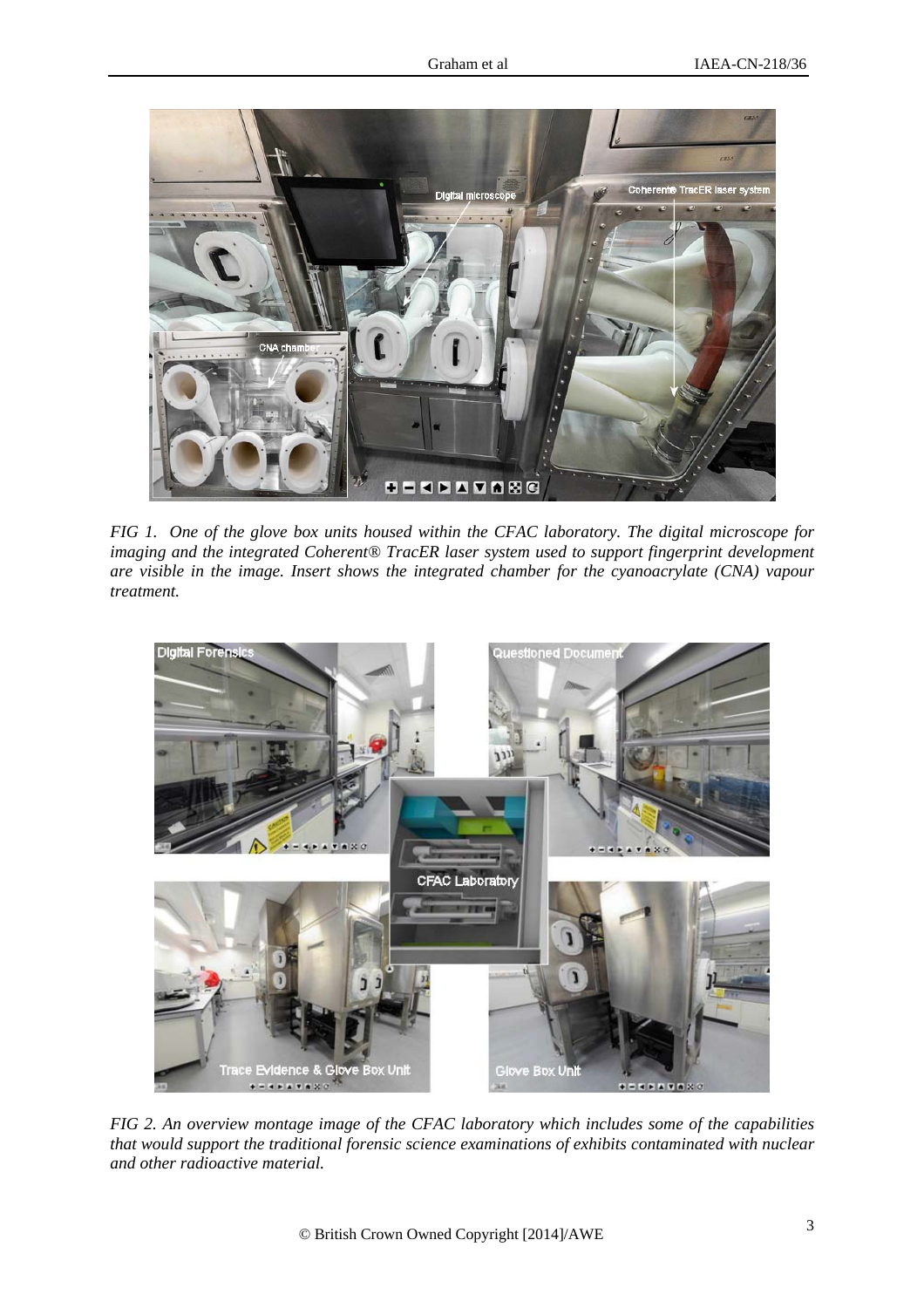*FIG 1. One of the glove box units housed within the CFAC laboratory. The digital microscope for imaging and the integrated Coherent® TracER laser system used to support fingerprint development are visible in the image. Insert shows the integrated chamber for the cyanoacrylate (CNA) vapour treatment.*

*FIG 2. An overview montage image of the CFAC laboratory which includes some of the capabilities that would support the traditional forensic science examinations of exhibits contaminated with nuclear and other radioactive material.*

© British Crown Owned Copyright [2014]/AWE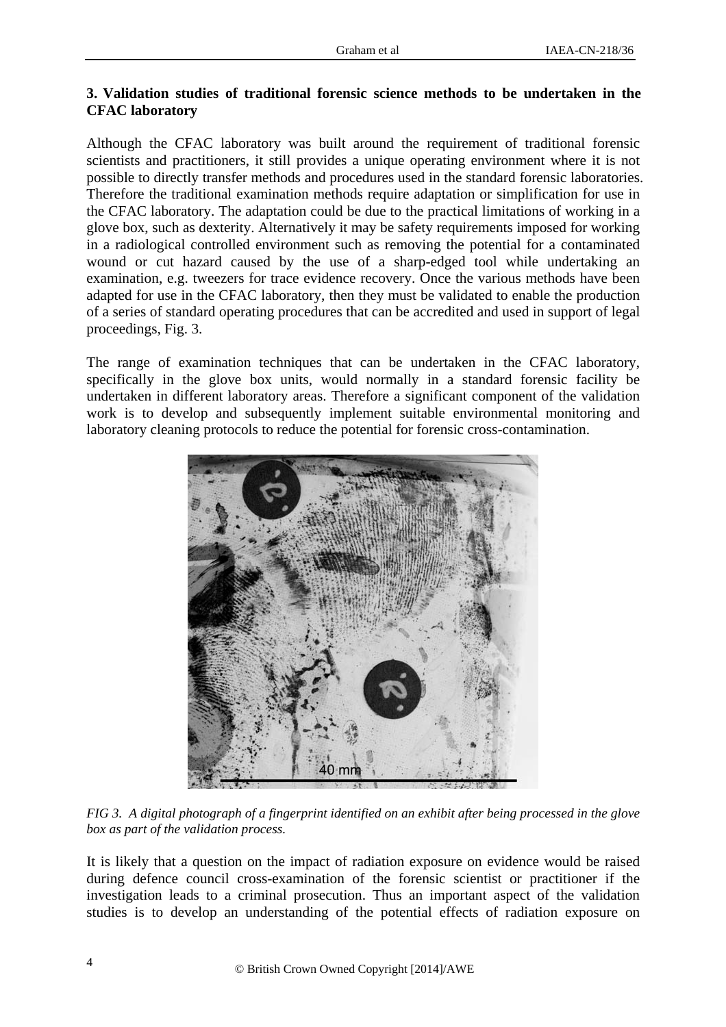### 3. Validation studies of traditional forensic science methods to be undertaken in the CFAC laboratory

Although the CFAC laboratory was built around the requirement of traditional forensic scientists and practitioners, it still provides a unique operating environment where it is not possible to directly transfer methods and procedures used in the standard forensic laboratories. Therefore the traditional examination methods require adaptation or simplification for use in the CFAC laboratory. The adaptation could be due to the practical limitations of working in a glove box, such as dexterity. Alternatively it may be safety requirements imposed for working in a radiological controlled environment such as removing the potential for a contaminated wound or cut hazard caused by the use of a sharp-edged tool while undertaking an examination, e.g. tweezers for trace evidence recovery. Once the various methods have been adapted for use in the CFAC laboratory, then they must be validated to enable the production of a series of standard operating procedures that can be accredited and used in support of legal proceedings, Fig. 3.

The range of examination techniques that can be undertaken in the CFAC laboratory, specifically in the glove box units, would normally in a standard forensic facility be undertaken in different laboratory areas. Therefore a significant component of the validation work is to develop and subsequently implement suitable environmental monitoring and laboratory cleaning protocols to reduce the potential for forensic cross-contamination.

*FIG 3. A digital photograph of a fingerprint identified on an exhibit after being processed in the glove box as part of the validation process.*

It is likely that a question on the impact of radiation exposure on evidence would be raised during defence council cross-examination of the forensic scientist or practitioner if the investigation leads to a criminal prosecution. Thus an important aspect of the validation studies is to develop an understanding of the potential effects of radiation exposure on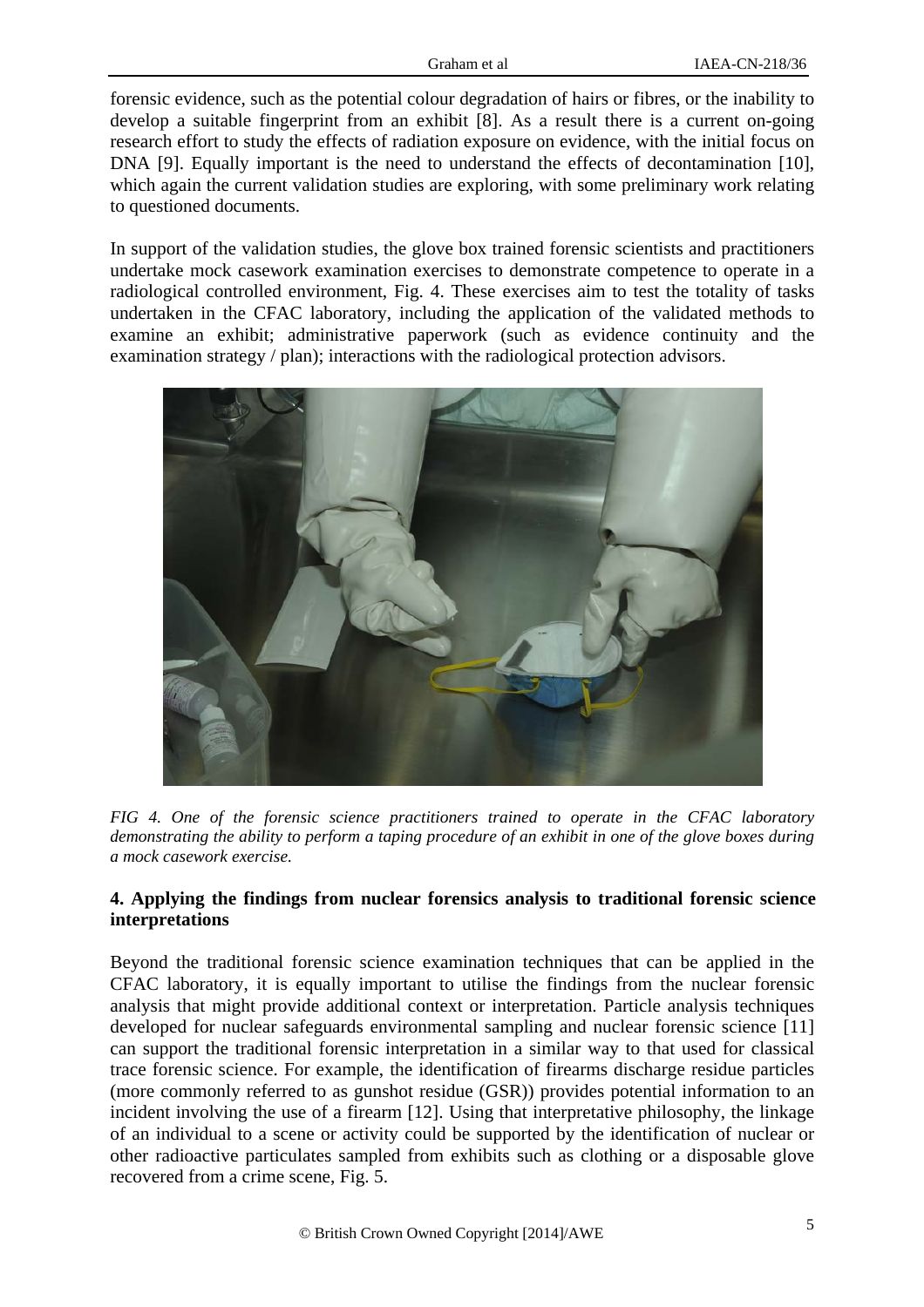forensic evidence, such as the potential colour degradation of hairs or fibres, or the inability to develop a suitable fingerprint from an exhibit [8]. As a result there is a current on-going research effort to study the effects of radiation exposure on evidence, with the initial focus on DNA [9]. Equally important is the need to understand the effects of decontamination [10], which again the current validation studies are exploring, with some preliminary work relating to questioned documents.

In support of the validation studies, the glove box trained forensic scientists and practitioners undertake mock casework examination exercises to demonstrate competence to operate in a radiological controlled environment, Fig. 4. These exercises aim to test the totality of tasks undertaken in the CFAC laboratory, including the application of the validated methods to examine an exhibit; administrative paperwork (such as evidence continuity and the examination strategy / plan); interactions with the radiological protection advisors.

*FIG 4. One of the forensic science practitioners trained to operate in the CFAC laboratory demonstrating the ability to perform a taping procedure of an exhibit in one of the glove boxes during a mock casework exercise.*

## 4. Applying the findings from nuclear forensics analysis to traditional forensic science interpretations

Beyond the traditional forensic science examination techniques that can be applied in the CFAC laboratory, it is equally important to utilise the findings from the nuclear forensic analysis that might provide additional context or interpretation. Particle analysis techniques developed for nuclear safeguards environmental sampling and nuclear forensic science [11] can support the traditional forensic interpretation in a similar way to that used for classical trace forensic science. For example, the identification of firearms discharge residue particles (more commonly referred to as gunshot residue (GSR)) provides potential information to an incident involving the use of a firearm [12]. Using that interpretative philosophy, the linkage of an individual to a scene or activity could be supported by the identification of nuclear or other radioactive particulates sampled from exhibits such as clothing or a disposable glove recovered from a crime scene, Fig. 5.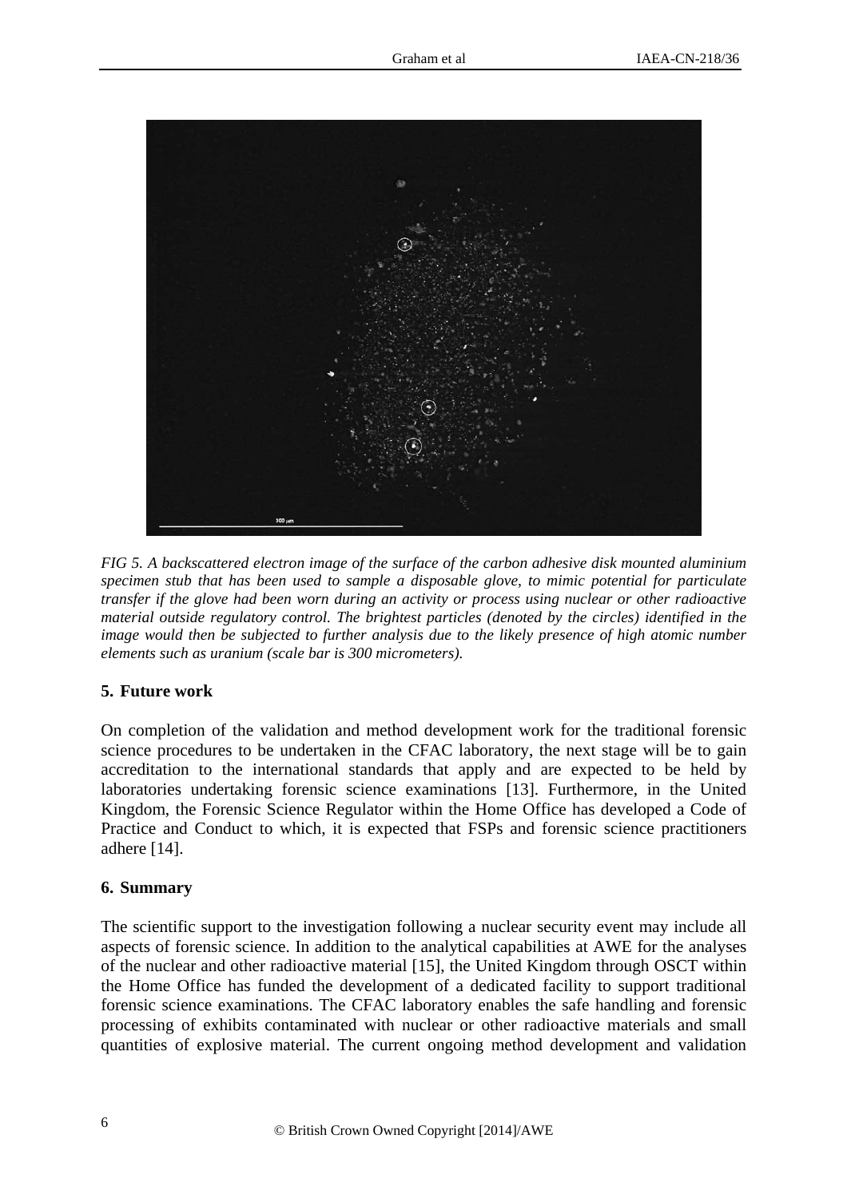*FIG 5. A backscattered electron image of the surface of the carbon adhesive disk mounted aluminium specimen stub that has been used to sample a disposable glove, to mimic potential for particulate transfer if the glove had been worn during an activity or process using nuclear or other radioactive material outside regulatory control. The brightest particles (denoted by the circles) identified in the image would then be subjected to further analysis due to the likely presence of high atomic number elements such as uranium (scale bar is 300 micrometers).*

## 5. Future work

On completion of the validation and method development work for the traditional forensic science procedures to be undertaken in the CFAC laboratory, the next stage will be to gain accreditation to the international standards that apply and are expected to be held by laboratories undertaking forensic science examinations [13]. Furthermore, in the United Kingdom, the Forensic Science Regulator within the Home Office has developed a Code of Practice and Conduct to which, it is expected that FSPs and forensic science practitioners adhere [14].

## 6. Summary

The scientific support to the investigation following a nuclear security event may include all aspects of forensic science. In addition to the analytical capabilities at AWE for the analyses of the nuclear and other radioactive material [15], the United Kingdom through OSCT within the Home Office has funded the development of a dedicated facility to support traditional forensic science examinations. The CFAC laboratory enables the safe handling and forensic processing of exhibits contaminated with nuclear or other radioactive materials and small quantities of explosive material. The current ongoing method development and validation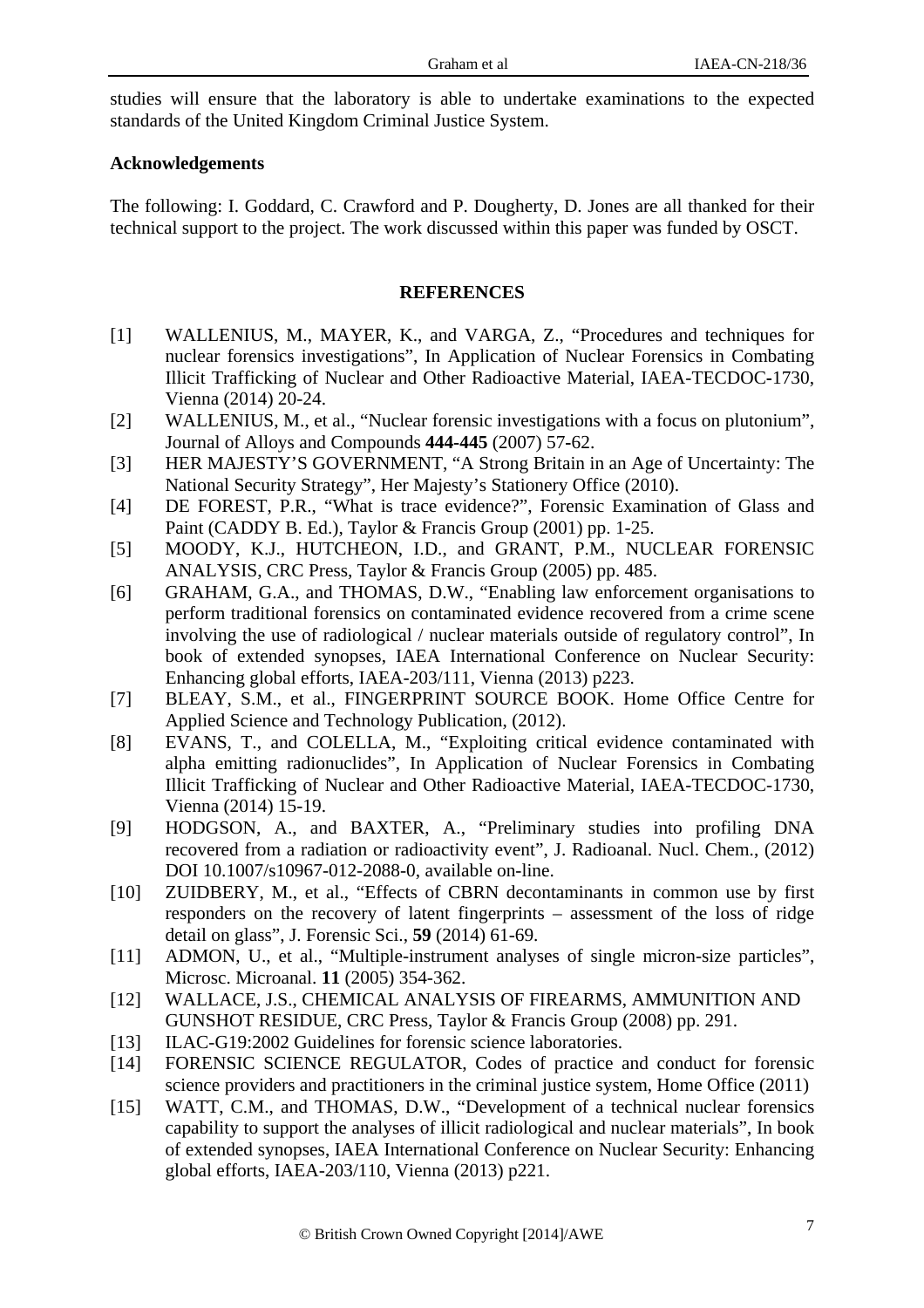studies will ensure that the laboratory is able to undertake examinations to the expected standards of the United Kingdom Criminal Justice System.

**Acknowledgements**

The following: I. Goddard, C. Crawford and P. Dougherty, D. Jones are all thanked for their technical support to the project. The work discussed within this paper was funded by OSCT.

## REFERENCES

[1] WALLENIUS, M., MAYER, K., and VARGA, Z., "Procedures and techniques for nuclear forensics investigations", In Application of Nuclear Forensics in Combating Illicit Trafficking of Nuclear and Other Radioactive Material, IAEA-TECDOC-1730, Vienna (2014) 20-24.

[2] WALLENIUS, M., et al., "Nuclear forensic investigations with a focus on plutonium", Journal of Alloys and Compounds **444-445** (2007) 57-62.

[3] HER MAJESTY'S GOVERNMENT, "A Strong Britain in an Age of Uncertainty: The National Security Strategy", Her Majesty's Stationery Office (2010).

[4] DE FOREST, P.R., "What is trace evidence?", Forensic Examination of Glass and Paint (CADDY B. Ed.), Taylor & Francis Group (2001) pp. 1-25.

[5] MOODY, K.J., HUTCHEON, I.D., and GRANT, P.M., NUCLEAR FORENSIC ANALYSIS, CRC Press, Taylor & Francis Group (2005) pp. 485.

[6] GRAHAM, G.A., and THOMAS, D.W., "Enabling law enforcement organisations to perform traditional forensics on contaminated evidence recovered from a crime scene involving the use of radiological / nuclear materials outside of regulatory control", In book of extended synopses, IAEA International Conference on Nuclear Security: Enhancing global efforts, IAEA-203/111, Vienna (2013) p223.

[7] BLEAY, S.M., et al., FINGERPRINT SOURCE BOOK. Home Office Centre for Applied Science and Technology Publication, (2012).

[8] EVANS, T., and COLELLA, M., "Exploiting critical evidence contaminated with alpha emitting radionuclides", In Application of Nuclear Forensics in Combating Illicit Trafficking of Nuclear and Other Radioactive Material, IAEA-TECDOC-1730, Vienna (2014) 15-19.

[9] HODGSON, A., and BAXTER, A., "Preliminary studies into profiling DNA recovered from a radiation or radioactivity event", J. Radioanal. Nucl. Chem., (2012) DOI 10.1007/s10967-012-2088-0, available on-line.

[10] ZUIDBERY, M., et al., "Effects of CBRN decontaminants in common use by first responders on the recovery of latent fingerprints – assessment of the loss of ridge detail on glass", J. Forensic Sci., **59** (2014) 61-69.

[11] ADMON, U., et al., "Multiple-instrument analyses of single micron-size particles", Microsc. Microanal. **11** (2005) 354-362.

[12] WALLACE, J.S., CHEMICAL ANALYSIS OF FIREARMS, AMMUNITION AND GUNSHOT RESIDUE, CRC Press, Taylor & Francis Group (2008) pp. 291.

[13] ILAC-G19:2002 Guidelines for forensic science laboratories.

[14] FORENSIC SCIENCE REGULATOR, Codes of practice and conduct for forensic science providers and practitioners in the criminal justice system, Home Office (2011)

[15] WATT, C.M., and THOMAS, D.W., "Development of a technical nuclear forensics capability to support the analyses of illicit radiological and nuclear materials", In book of extended synopses, IAEA International Conference on Nuclear Security: Enhancing global efforts, IAEA-203/110, Vienna (2013) p221.

© British Crown Owned Copyright [2014]/AWE